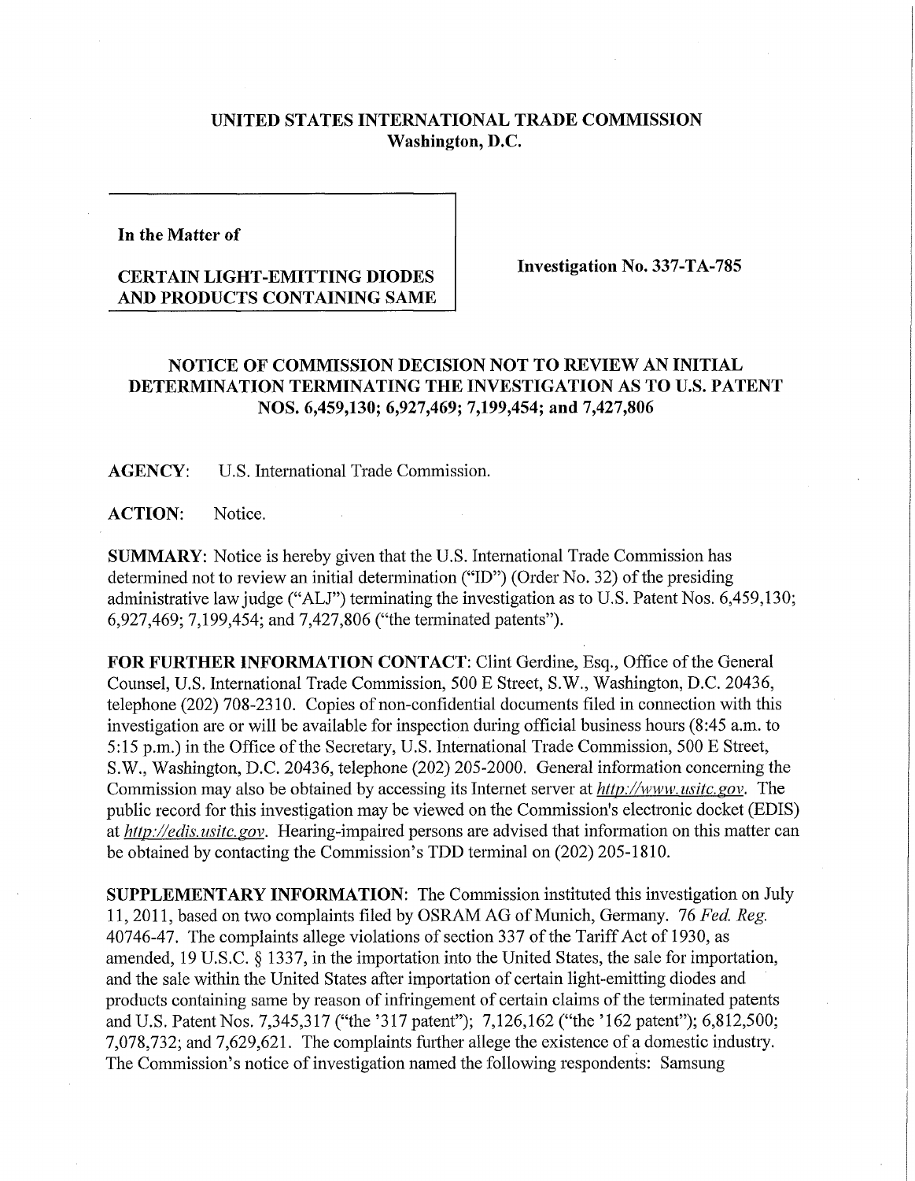**UNITED STATES INTERNATIONAL TRADE COMMISSION**
**Washington, D.C.**

**In the Matter of**

**CERTAIN LIGHT-EMITTING DIODES AND PRODUCTS CONTAINING SAME**

**Investigation No. 337-TA-785**

## NOTICE OF COMMISSION DECISION NOT TO REVIEW AN INITIAL DETERMINATION TERMINATING THE INVESTIGATION AS TO U.S. PATENT NOS. 6,459,130; 6,927,469; 7,199,454; and 7,427,806

**AGENCY:** U.S. International Trade Commission.

**ACTION:** Notice.

**SUMMARY:** Notice is hereby given that the U.S. International Trade Commission has determined not to review an initial determination ("ID") (Order No. 32) of the presiding administrative law judge ("ALJ") terminating the investigation as to U.S. Patent Nos. 6,459,130; 6,927,469; 7,199,454; and 7,427,806 ("the terminated patents").

**FOR FURTHER INFORMATION CONTACT:** Clint Gerdine, Esq., Office of the General Counsel, U.S. International Trade Commission, 500 E Street, S.W., Washington, D.C. 20436, telephone (202) 708-2310. Copies of non-confidential documents filed in connection with this investigation are or will be available for inspection during official business hours (8:45 a.m. to 5:15 p.m.) in the Office of the Secretary, U.S. International Trade Commission, 500 E Street, S.W., Washington, D.C. 20436, telephone (202) 205-2000. General information concerning the Commission may also be obtained by accessing its Internet server at *http://www.usitc.gov*. The public record for this investigation may be viewed on the Commission's electronic docket (EDIS) at *http://edis.usitc.gov*. Hearing-impaired persons are advised that information on this matter can be obtained by contacting the Commission's TDD terminal on (202) 205-1810.

**SUPPLEMENTARY INFORMATION:** The Commission instituted this investigation on July 11, 2011, based on two complaints filed by OSRAM AG of Munich, Germany. 76 *Fed. Reg.* 40746-47. The complaints allege violations of section 337 of the Tariff Act of 1930, as amended, 19 U.S.C. § 1337, in the importation into the United States, the sale for importation, and the sale within the United States after importation of certain light-emitting diodes and products containing same by reason of infringement of certain claims of the terminated patents and U.S. Patent Nos. 7,345,317 ("the '317 patent"); 7,126,162 ("the '162 patent"); 6,812,500; 7,078,732; and 7,629,621. The complaints further allege the existence of a domestic industry. The Commission's notice of investigation named the following respondents: Samsung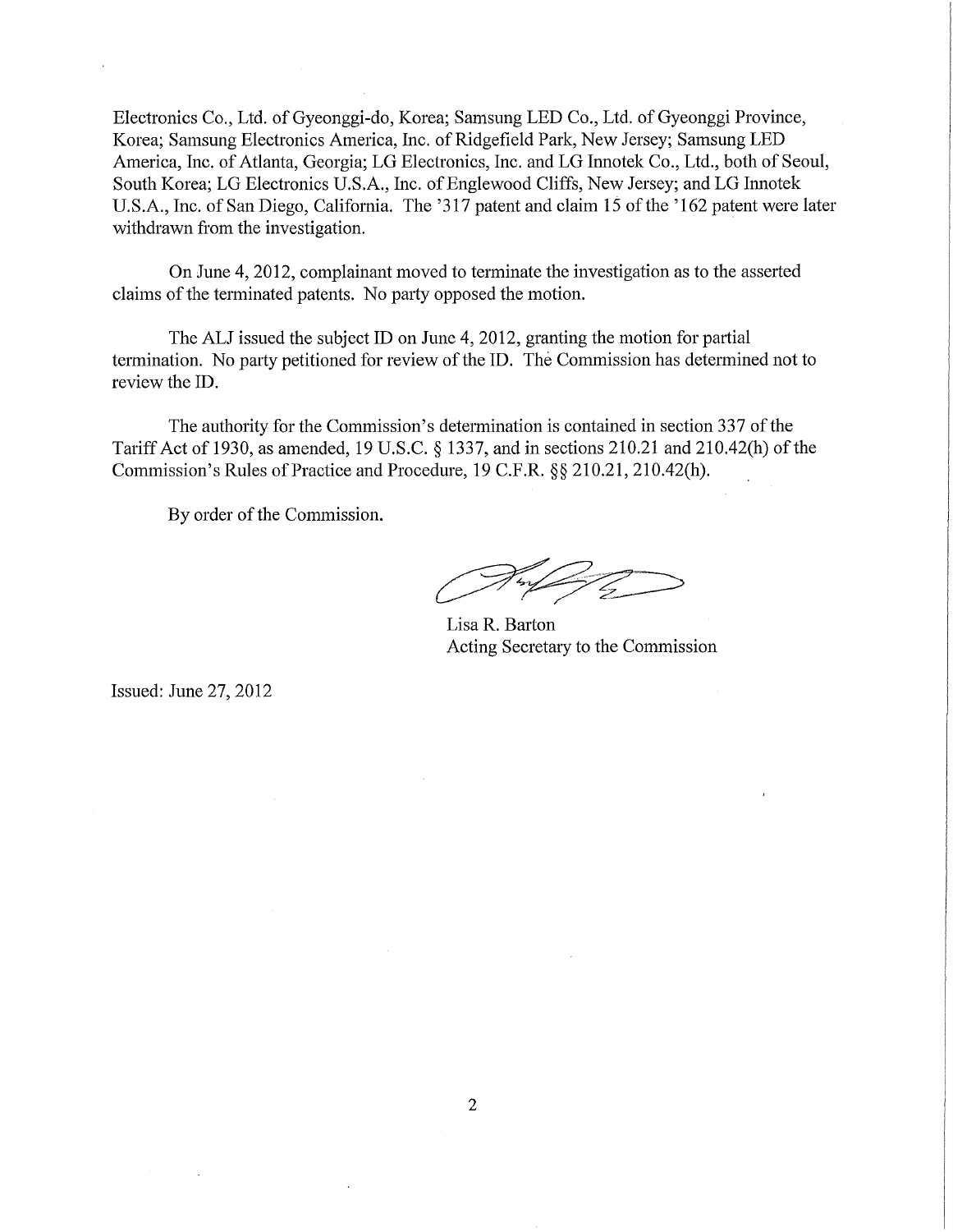Electronics Co., Ltd. of Gyeonggi-do, Korea; Samsung LED Co., Ltd. of Gyeonggi Province, Korea; Samsung Electronics America, Inc. of Ridgefield Park, New Jersey; Samsung LED America, Inc. of Atlanta, Georgia; LG Electronics, Inc. and LG Innotek Co., Ltd., both of Seoul, South Korea; LG Electronics U.S.A., Inc. of Englewood Cliffs, New Jersey; and LG Innotek U.S.A., Inc. of San Diego, California. The '317 patent and claim 15 of the '162 patent were later withdrawn from the investigation.

On June 4, 2012, complainant moved to terminate the investigation as to the asserted claims of the terminated patents. No party opposed the motion.

The ALJ issued the subject ID on June 4, 2012, granting the motion for partial termination. No party petitioned for review of the ID. The Commission has determined not to review the ID.

The authority for the Commission's determination is contained in section 337 of the Tariff Act of 1930, as amended, 19 U.S.C. § 1337, and in sections 210.21 and 210.42(h) of the Commission's Rules of Practice and Procedure, 19 C.F.R. §§ 210.21, 210.42(h).

By order of the Commission.

Lisa R. Barton
Acting Secretary to the Commission

Issued: June 27, 2012